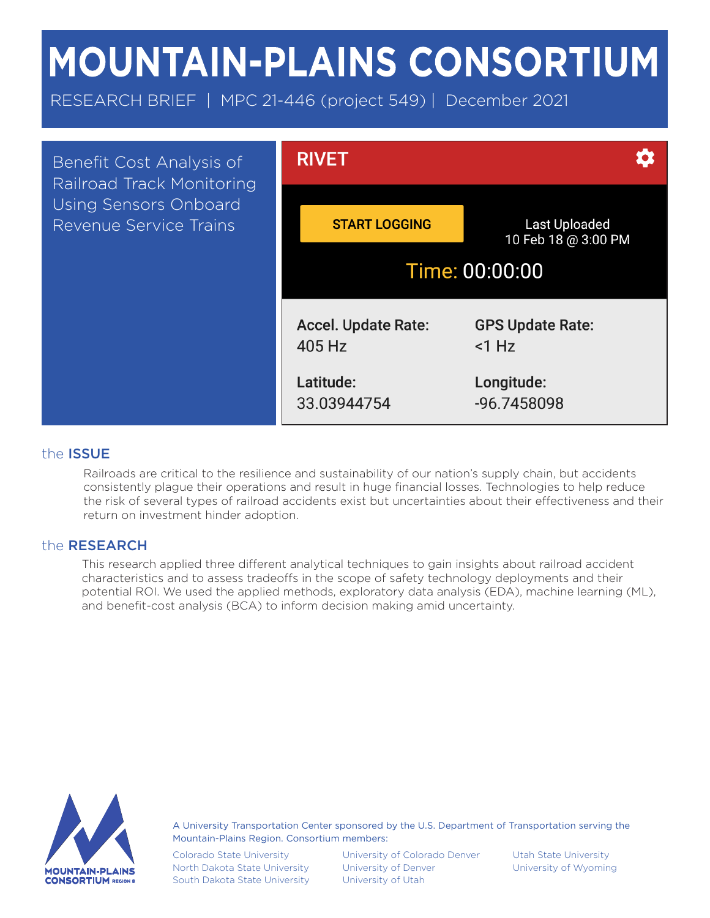# MOUNTAIN-PLAINS CONSORTIUM

RESEARCH BRIEF | MPC 21-446 (project 549) | December 2021

## Benefit Cost Analysis of Railroad Track Monitoring Using Sensors Onboard Revenue Service Trains

RIVET

START LOGGING

Last Uploaded
10 Feb 18 @ 3:00 PM

Time: 00:00:00

**Accel. Update Rate:**
405 Hz

**GPS Update Rate:**
<1 Hz

**Latitude:**
33.03944754

**Longitude:**
-96.7458098

## the ISSUE

Railroads are critical to the resilience and sustainability of our nation's supply chain, but accidents consistently plague their operations and result in huge financial losses. Technologies to help reduce the risk of several types of railroad accidents exist but uncertainties about their effectiveness and their return on investment hinder adoption.

## the RESEARCH

This research applied three different analytical techniques to gain insights about railroad accident characteristics and to assess tradeoffs in the scope of safety technology deployments and their potential ROI. We used the applied methods, exploratory data analysis (EDA), machine learning (ML), and benefit-cost analysis (BCA) to inform decision making amid uncertainty.

MOUNTAIN-PLAINS CONSORTIUM REGION 8

A University Transportation Center sponsored by the U.S. Department of Transportation serving the Mountain-Plains Region. Consortium members:

- Colorado State University
- North Dakota State University
- South Dakota State University
- University of Colorado Denver
- University of Denver
- University of Utah
- Utah State University
- University of Wyoming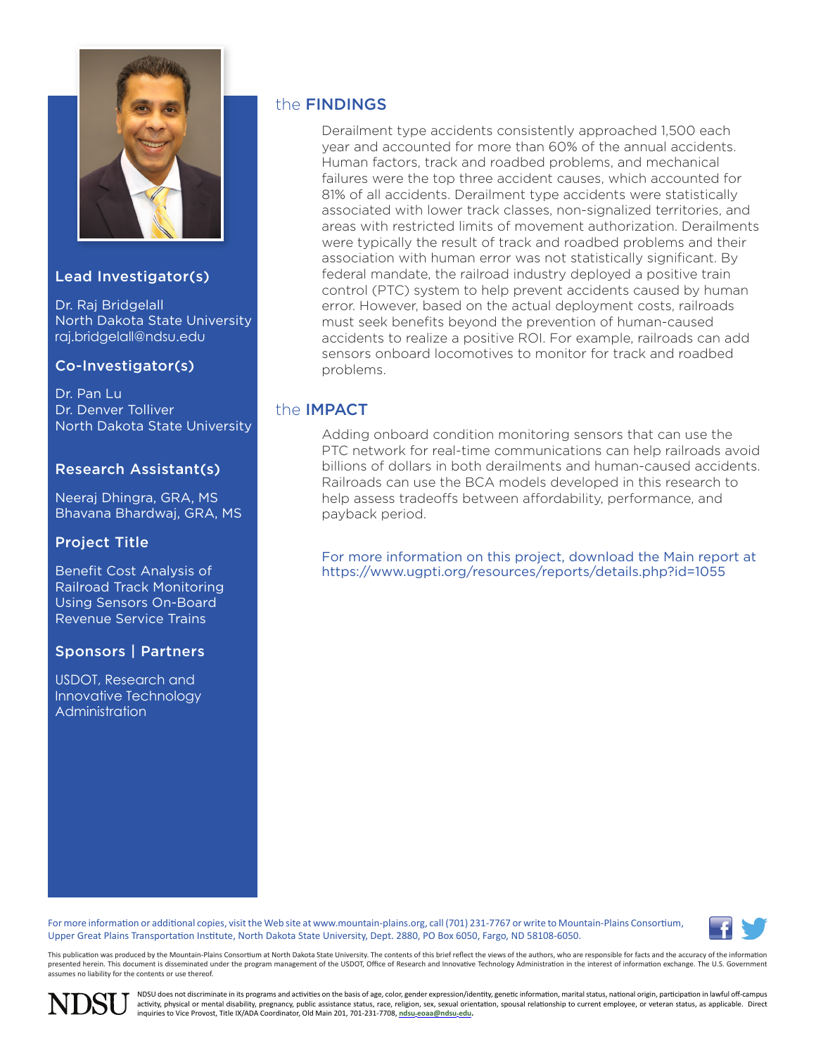### Lead Investigator(s)

Dr. Raj Bridgelall
North Dakota State University
raj.bridgelall@ndsu.edu

### Co-Investigator(s)

Dr. Pan Lu
Dr. Denver Tolliver
North Dakota State University

### Research Assistant(s)

Neeraj Dhingra, GRA, MS
Bhavana Bhardwaj, GRA, MS

### Project Title

Benefit Cost Analysis of Railroad Track Monitoring Using Sensors On-Board Revenue Service Trains

### Sponsors | Partners

USDOT, Research and Innovative Technology Administration

## the FINDINGS

Derailment type accidents consistently approached 1,500 each year and accounted for more than 60% of the annual accidents. Human factors, track and roadbed problems, and mechanical failures were the top three accident causes, which accounted for 81% of all accidents. Derailment type accidents were statistically associated with lower track classes, non-signalized territories, and areas with restricted limits of movement authorization. Derailments were typically the result of track and roadbed problems and their association with human error was not statistically significant. By federal mandate, the railroad industry deployed a positive train control (PTC) system to help prevent accidents caused by human error. However, based on the actual deployment costs, railroads must seek benefits beyond the prevention of human-caused accidents to realize a positive ROI. For example, railroads can add sensors onboard locomotives to monitor for track and roadbed problems.

## the IMPACT

Adding onboard condition monitoring sensors that can use the PTC network for real-time communications can help railroads avoid billions of dollars in both derailments and human-caused accidents. Railroads can use the BCA models developed in this research to help assess tradeoffs between affordability, performance, and payback period.

For more information on this project, download the Main report at https://www.ugpti.org/resources/reports/details.php?id=1055

For more information or additional copies, visit the Web site at www.mountain-plains.org, call (701) 231-7767 or write to Mountain-Plains Consortium, Upper Great Plains Transportation Institute, North Dakota State University, Dept. 2880, PO Box 6050, Fargo, ND 58108-6050.

This publication was produced by the Mountain-Plains Consortium at North Dakota State University. The contents of this brief reflect the views of the authors, who are responsible for facts and the accuracy of the information presented herein. This document is disseminated under the program management of the USDOT, Office of Research and Innovative Technology Administration in the interest of information exchange. The U.S. Government assumes no liability for the contents or use thereof.

NDSU

NDSU does not discriminate in its programs and activities on the basis of age, color, gender expression/identity, genetic information, marital status, national origin, participation in lawful off-campus activity, physical or mental disability, pregnancy, public assistance status, race, religion, sex, sexual orientation, spousal relationship to current employee, or veteran status, as applicable. Direct inquiries to Vice Provost, Title IX/ADA Coordinator, Old Main 201, 701-231-7708, ndsu.eoaa@ndsu.edu.